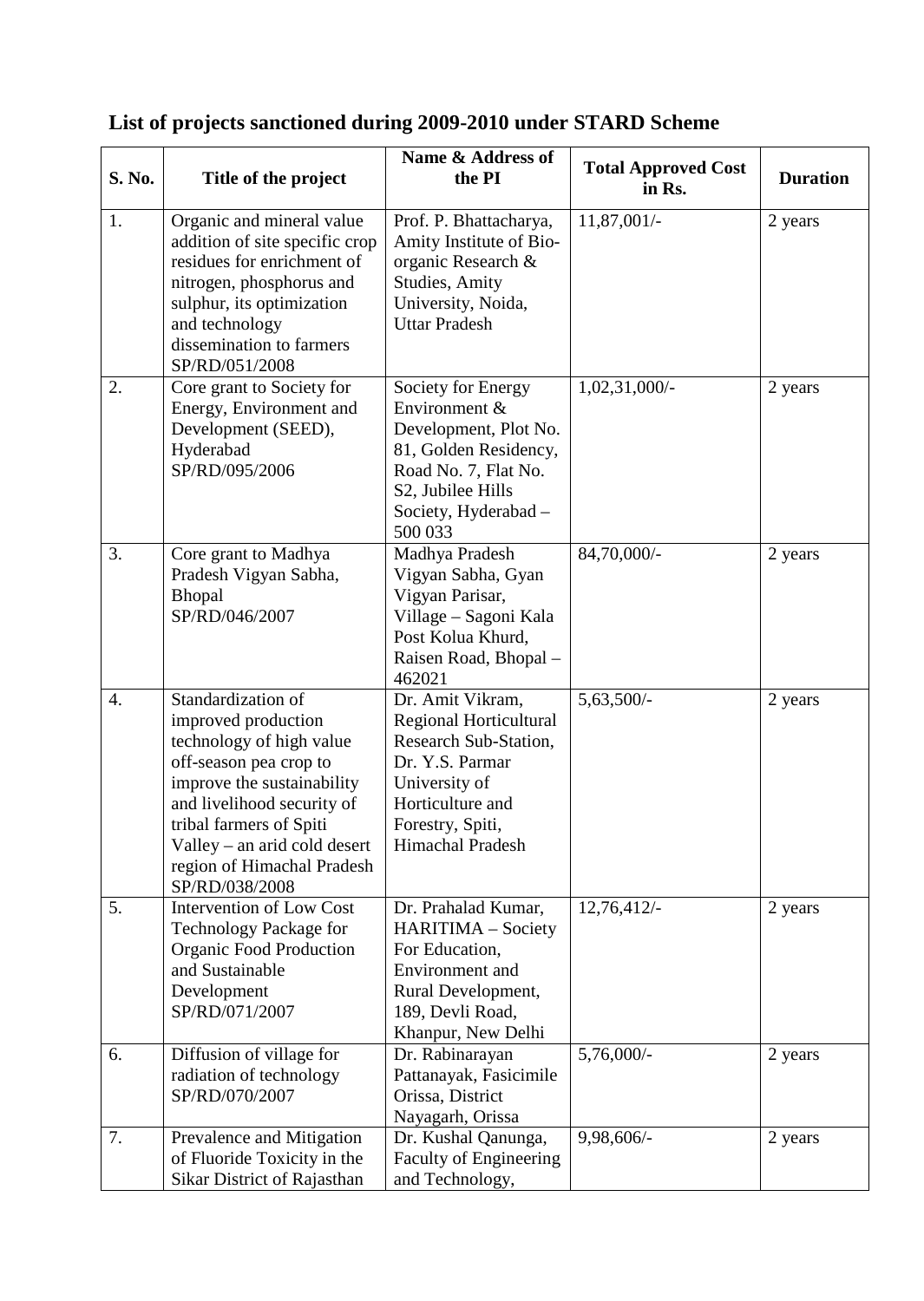## List of projects sanctioned during 2009-2010 under STARD Scheme

| S. No. | Title of the project | Name & Address of the PI | Total Approved Cost in Rs. | Duration |
|---|---|---|---|---|
| 1. | Organic and mineral value addition of site specific crop residues for enrichment of nitrogen, phosphorus and sulphur, its optimization and technology dissemination to farmers SP/RD/051/2008 | Prof. P. Bhattacharya, Amity Institute of Bio-organic Research & Studies, Amity University, Noida, Uttar Pradesh | 11,87,001/- | 2 years |
| 2. | Core grant to Society for Energy, Environment and Development (SEED), Hyderabad SP/RD/095/2006 | Society for Energy Environment & Development, Plot No. 81, Golden Residency, Road No. 7, Flat No. S2, Jubilee Hills Society, Hyderabad – 500 033 | 1,02,31,000/- | 2 years |
| 3. | Core grant to Madhya Pradesh Vigyan Sabha, Bhopal SP/RD/046/2007 | Madhya Pradesh Vigyan Sabha, Gyan Vigyan Parisar, Village – Sagoni Kala Post Kolua Khurd, Raisen Road, Bhopal – 462021 | 84,70,000/- | 2 years |
| 4. | Standardization of improved production technology of high value off-season pea crop to improve the sustainability and livelihood security of tribal farmers of Spiti Valley – an arid cold desert region of Himachal Pradesh SP/RD/038/2008 | Dr. Amit Vikram, Regional Horticultural Research Sub-Station, Dr. Y.S. Parmar University of Horticulture and Forestry, Spiti, Himachal Pradesh | 5,63,500/- | 2 years |
| 5. | Intervention of Low Cost Technology Package for Organic Food Production and Sustainable Development SP/RD/071/2007 | Dr. Prahalad Kumar, HARITIMA – Society For Education, Environment and Rural Development, 189, Devli Road, Khanpur, New Delhi | 12,76,412/- | 2 years |
| 6. | Diffusion of village for radiation of technology SP/RD/070/2007 | Dr. Rabinarayan Pattanayak, Fasicimile Orissa, District Nayagarh, Orissa | 5,76,000/- | 2 years |
| 7. | Prevalence and Mitigation of Fluoride Toxicity in the Sikar District of Rajasthan | Dr. Kushal Qanunga, Faculty of Engineering and Technology, | 9,98,606/- | 2 years |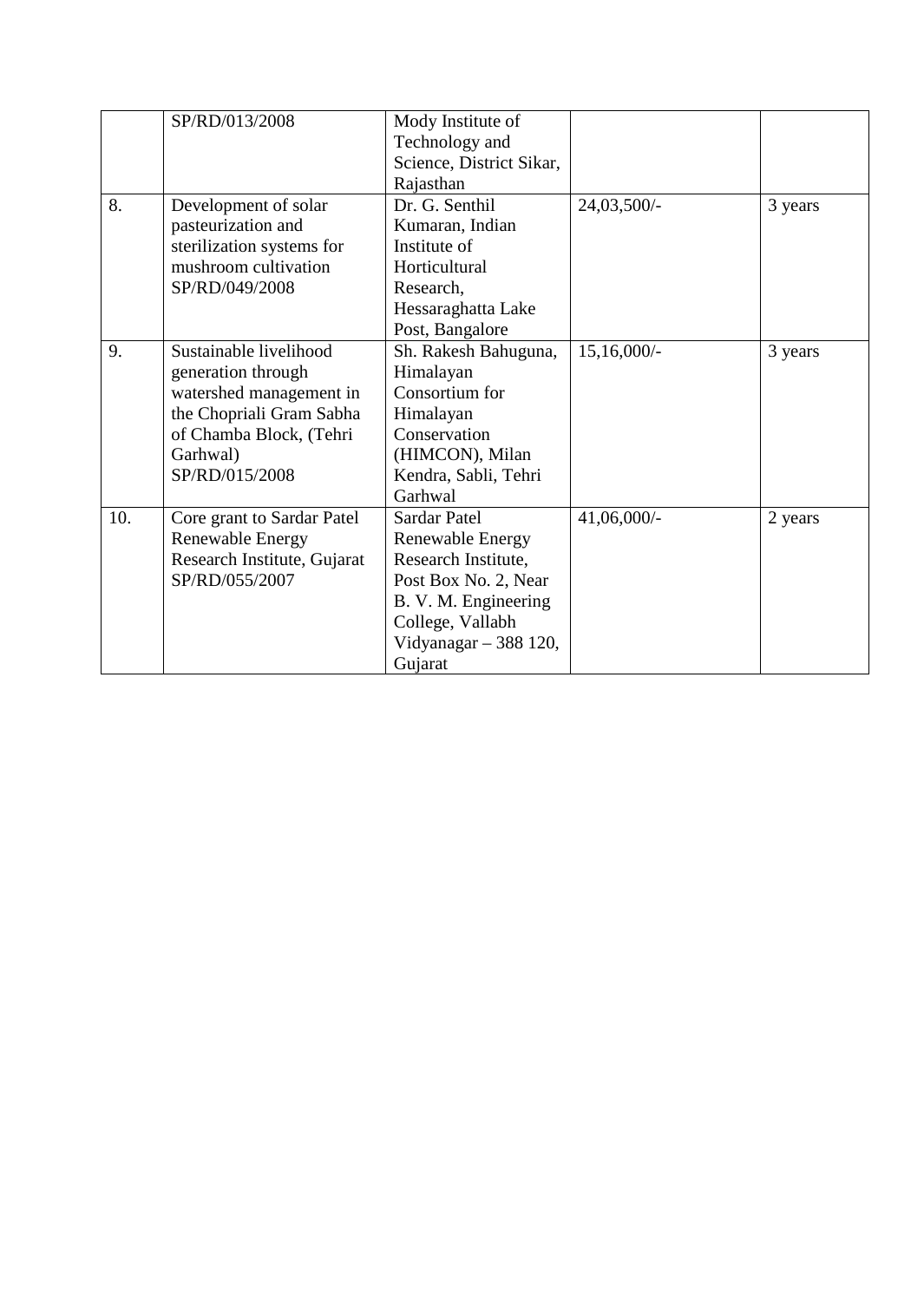| | | | | |
|---|---|---|---|---|
| | SP/RD/013/2008 | Mody Institute of Technology and Science, District Sikar, Rajasthan | | |
| 8. | Development of solar pasteurization and sterilization systems for mushroom cultivation SP/RD/049/2008 | Dr. G. Senthil Kumaran, Indian Institute of Horticultural Research, Hessaraghatta Lake Post, Bangalore | 24,03,500/- | 3 years |
| 9. | Sustainable livelihood generation through watershed management in the Chopriali Gram Sabha of Chamba Block, (Tehri Garhwal) SP/RD/015/2008 | Sh. Rakesh Bahuguna, Himalayan Consortium for Himalayan Conservation (HIMCON), Milan Kendra, Sabli, Tehri Garhwal | 15,16,000/- | 3 years |
| 10. | Core grant to Sardar Patel Renewable Energy Research Institute, Gujarat SP/RD/055/2007 | Sardar Patel Renewable Energy Research Institute, Post Box No. 2, Near B. V. M. Engineering College, Vallabh Vidyanagar – 388 120, Gujarat | 41,06,000/- | 2 years |